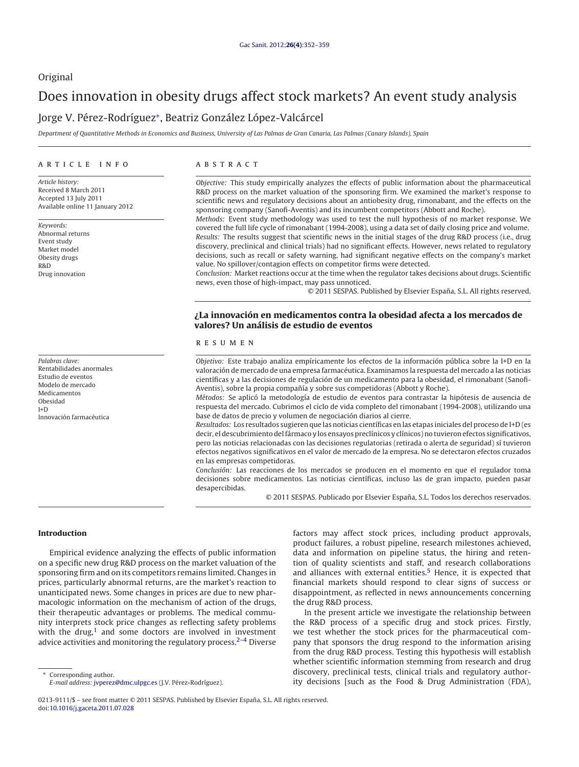Original

# Does innovation in obesity drugs affect stock markets? An event study analysis

Jorge V. Pérez-Rodríguez*, Beatriz González López-Valcárcel

*Department of Quantitative Methods in Economics and Business, University of Las Palmas de Gran Canaria, Las Palmas (Canary Islands), Spain*

ARTICLE INFO

*Article history:*
Received 8 March 2011
Accepted 13 July 2011
Available online 11 January 2012

*Keywords:*
Abnormal returns
Event study
Market model
Obesity drugs
R&D
Drug innovation

ABSTRACT

*Objective:* This study empirically analyzes the effects of public information about the pharmaceutical R&D process on the market valuation of the sponsoring firm. We examined the market's response to scientific news and regulatory decisions about an antiobesity drug, rimonabant, and the effects on the sponsoring company (Sanofi-Aventis) and its incumbent competitors (Abbott and Roche).

*Methods:* Event study methodology was used to test the null hypothesis of no market response. We covered the full life cycle of rimonabant (1994-2008), using a data set of daily closing price and volume.

*Results:* The results suggest that scientific news in the initial stages of the drug R&D process (i.e., drug discovery, preclinical and clinical trials) had no significant effects. However, news related to regulatory decisions, such as recall or safety warning, had significant negative effects on the company's market value. No spillover/contagion effects on competitor firms were detected.

*Conclusion:* Market reactions occur at the time when the regulator takes decisions about drugs. Scientific news, even those of high-impact, may pass unnoticed.

© 2011 SESPAS. Published by Elsevier España, S.L. All rights reserved.

## ¿La innovación en medicamentos contra la obesidad afecta a los mercados de valores? Un análisis de estudio de eventos

RESUMEN

*Palabras clave:*
Rentabilidades anormales
Estudio de eventos
Modelo de mercado
Medicamentos
Obesidad
I+D
Innovación farmacéutica

*Objetivo:* Este trabajo analiza empíricamente los efectos de la información pública sobre la I+D en la valoración de mercado de una empresa farmacéutica. Examinamos la respuesta del mercado a las noticias científicas y a las decisiones de regulación de un medicamento para la obesidad, el rimonabant (Sanofi-Aventis), sobre la propia compañía y sobre sus competidoras (Abbott y Roche).

*Métodos:* Se aplicó la metodología de estudio de eventos para contrastar la hipótesis de ausencia de respuesta del mercado. Cubrimos el ciclo de vida completo del rimonabant (1994-2008), utilizando una base de datos de precio y volumen de negociación diarios al cierre.

*Resultados:* Los resultados sugieren que las noticias científicas en las etapas iniciales del proceso de I+D (es decir, el descubrimiento del fármaco y los ensayos preclínicos y clínicos) no tuvieron efectos significativos, pero las noticias relacionadas con las decisiones regulatorias (retirada o alerta de seguridad) sí tuvieron efectos negativos significativos en el valor de mercado de la empresa. No se detectaron efectos cruzados en las empresas competidoras.

*Conclusión:* Las reacciones de los mercados se producen en el momento en que el regulador toma decisiones sobre medicamentos. Las noticias científicas, incluso las de gran impacto, pueden pasar desapercibidas.

© 2011 SESPAS. Publicado por Elsevier España, S.L. Todos los derechos reservados.

### Introduction

Empirical evidence analyzing the effects of public information on a specific new drug R&D process on the market valuation of the sponsoring firm and on its competitors remains limited. Changes in prices, particularly abnormal returns, are the market's reaction to unanticipated news. Some changes in prices are due to new pharmacologic information on the mechanism of action of the drugs, their therapeutic advantages or problems. The medical community interprets stock price changes as reflecting safety problems with the drug,[1] and some doctors are involved in investment advice activities and monitoring the regulatory process.[2–4] Diverse factors may affect stock prices, including product approvals, product failures, a robust pipeline, research milestones achieved, data and information on pipeline status, the hiring and retention of quality scientists and staff, and research collaborations and alliances with external entities.[5] Hence, it is expected that financial markets should respond to clear signs of success or disappointment, as reflected in news announcements concerning the drug R&D process.

In the present article we investigate the relationship between the R&D process of a specific drug and stock prices. Firstly, we test whether the stock prices for the pharmaceutical company that sponsors the drug respond to the information arising from the drug R&D process. Testing this hypothesis will establish whether scientific information stemming from research and drug discovery, preclinical tests, clinical trials and regulatory authority decisions [such as the Food & Drug Administration (FDA),

\* Corresponding author.
*E-mail address:* jvperez@dmc.ulpgc.es (J.V. Pérez-Rodríguez).

0213-9111/$ – see front matter © 2011 SESPAS. Published by Elsevier España, S.L. All rights reserved.
doi:10.1016/j.gaceta.2011.07.028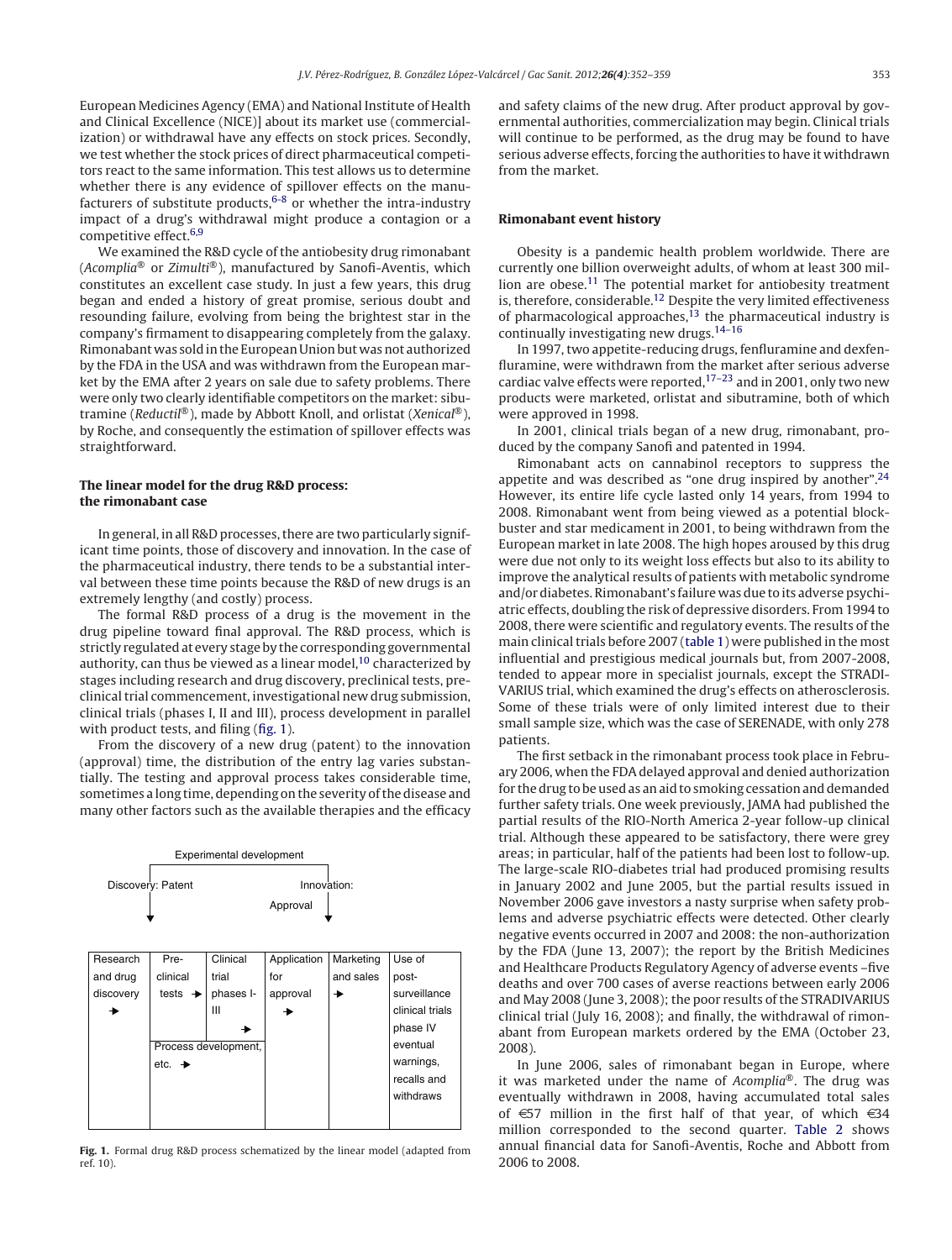European Medicines Agency (EMA) and National Institute of Health and Clinical Excellence (NICE)] about its market use (commercialization) or withdrawal have any effects on stock prices. Secondly, we test whether the stock prices of direct pharmaceutical competitors react to the same information. This test allows us to determine whether there is any evidence of spillover effects on the manufacturers of substitute products,[6-8] or whether the intra-industry impact of a drug's withdrawal might produce a contagion or a competitive effect.[6,9]

We examined the R&D cycle of the antiobesity drug rimonabant (*Acomplia*® or *Zimulti*®), manufactured by Sanofi-Aventis, which constitutes an excellent case study. In just a few years, this drug began and ended a history of great promise, serious doubt and resounding failure, evolving from being the brightest star in the company's firmament to disappearing completely from the galaxy. Rimonabant was sold in the European Union but was not authorized by the FDA in the USA and was withdrawn from the European market by the EMA after 2 years on sale due to safety problems. There were only two clearly identifiable competitors on the market: sibutramine (*Reductil*®), made by Abbott Knoll, and orlistat (*Xenical*®), by Roche, and consequently the estimation of spillover effects was straightforward.

## The linear model for the drug R&D process: the rimonabant case

In general, in all R&D processes, there are two particularly significant time points, those of discovery and innovation. In the case of the pharmaceutical industry, there tends to be a substantial interval between these time points because the R&D of new drugs is an extremely lengthy (and costly) process.

The formal R&D process of a drug is the movement in the drug pipeline toward final approval. The R&D process, which is strictly regulated at every stage by the corresponding governmental authority, can thus be viewed as a linear model,[10] characterized by stages including research and drug discovery, preclinical tests, preclinical trial commencement, investigational new drug submission, clinical trials (phases I, II and III), process development in parallel with product tests, and filing (fig. 1).

From the discovery of a new drug (patent) to the innovation (approval) time, the distribution of the entry lag varies substantially. The testing and approval process takes considerable time, sometimes a long time, depending on the severity of the disease and many other factors such as the available therapies and the efficacy

Experimental development

Discovery: Patent

Innovation: Approval

Research and drug discovery →

Pre-clinical tests →

Clinical trial phases I-III →

Process development, etc. →

Application for approval →

Marketing and sales →

Use of post-surveillance clinical trials phase IV eventual warnings, recalls and withdraws

**Fig. 1.** Formal drug R&D process schematized by the linear model (adapted from ref. 10).

and safety claims of the new drug. After product approval by governmental authorities, commercialization may begin. Clinical trials will continue to be performed, as the drug may be found to have serious adverse effects, forcing the authorities to have it withdrawn from the market.

## Rimonabant event history

Obesity is a pandemic health problem worldwide. There are currently one billion overweight adults, of whom at least 300 million are obese.[11] The potential market for antiobesity treatment is, therefore, considerable.[12] Despite the very limited effectiveness of pharmacological approaches,[13] the pharmaceutical industry is continually investigating new drugs.[14-16]

In 1997, two appetite-reducing drugs, fenfluramine and dexfenfluramine, were withdrawn from the market after serious adverse cardiac valve effects were reported,[17-23] and in 2001, only two new products were marketed, orlistat and sibutramine, both of which were approved in 1998.

In 2001, clinical trials began of a new drug, rimonabant, produced by the company Sanofi and patented in 1994.

Rimonabant acts on cannabinol receptors to suppress the appetite and was described as "one drug inspired by another".[24] However, its entire life cycle lasted only 14 years, from 1994 to 2008. Rimonabant went from being viewed as a potential blockbuster and star medicament in 2001, to being withdrawn from the European market in late 2008. The high hopes aroused by this drug were due not only to its weight loss effects but also to its ability to improve the analytical results of patients with metabolic syndrome and/or diabetes. Rimonabant's failure was due to its adverse psychiatric effects, doubling the risk of depressive disorders. From 1994 to 2008, there were scientific and regulatory events. The results of the main clinical trials before 2007 (table 1) were published in the most influential and prestigious medical journals but, from 2007-2008, tended to appear more in specialist journals, except the STRADIVARIUS trial, which examined the drug's effects on atherosclerosis. Some of these trials were of only limited interest due to their small sample size, which was the case of SERENADE, with only 278 patients.

The first setback in the rimonabant process took place in February 2006, when the FDA delayed approval and denied authorization for the drug to be used as an aid to smoking cessation and demanded further safety trials. One week previously, JAMA had published the partial results of the RIO-North America 2-year follow-up clinical trial. Although these appeared to be satisfactory, there were grey areas; in particular, half of the patients had been lost to follow-up. The large-scale RIO-diabetes trial had produced promising results in January 2002 and June 2005, but the partial results issued in November 2006 gave investors a nasty surprise when safety problems and adverse psychiatric effects were detected. Other clearly negative events occurred in 2007 and 2008: the non-authorization by the FDA (June 13, 2007); the report by the British Medicines and Healthcare Products Regulatory Agency of adverse events –five deaths and over 700 cases of averse reactions between early 2006 and May 2008 (June 3, 2008); the poor results of the STRADIVARIUS clinical trial (July 16, 2008); and finally, the withdrawal of rimonabant from European markets ordered by the EMA (October 23, 2008).

In June 2006, sales of rimonabant began in Europe, where it was marketed under the name of *Acomplia*®. The drug was eventually withdrawn in 2008, having accumulated total sales of €57 million in the first half of that year, of which €34 million corresponded to the second quarter. Table 2 shows annual financial data for Sanofi-Aventis, Roche and Abbott from 2006 to 2008.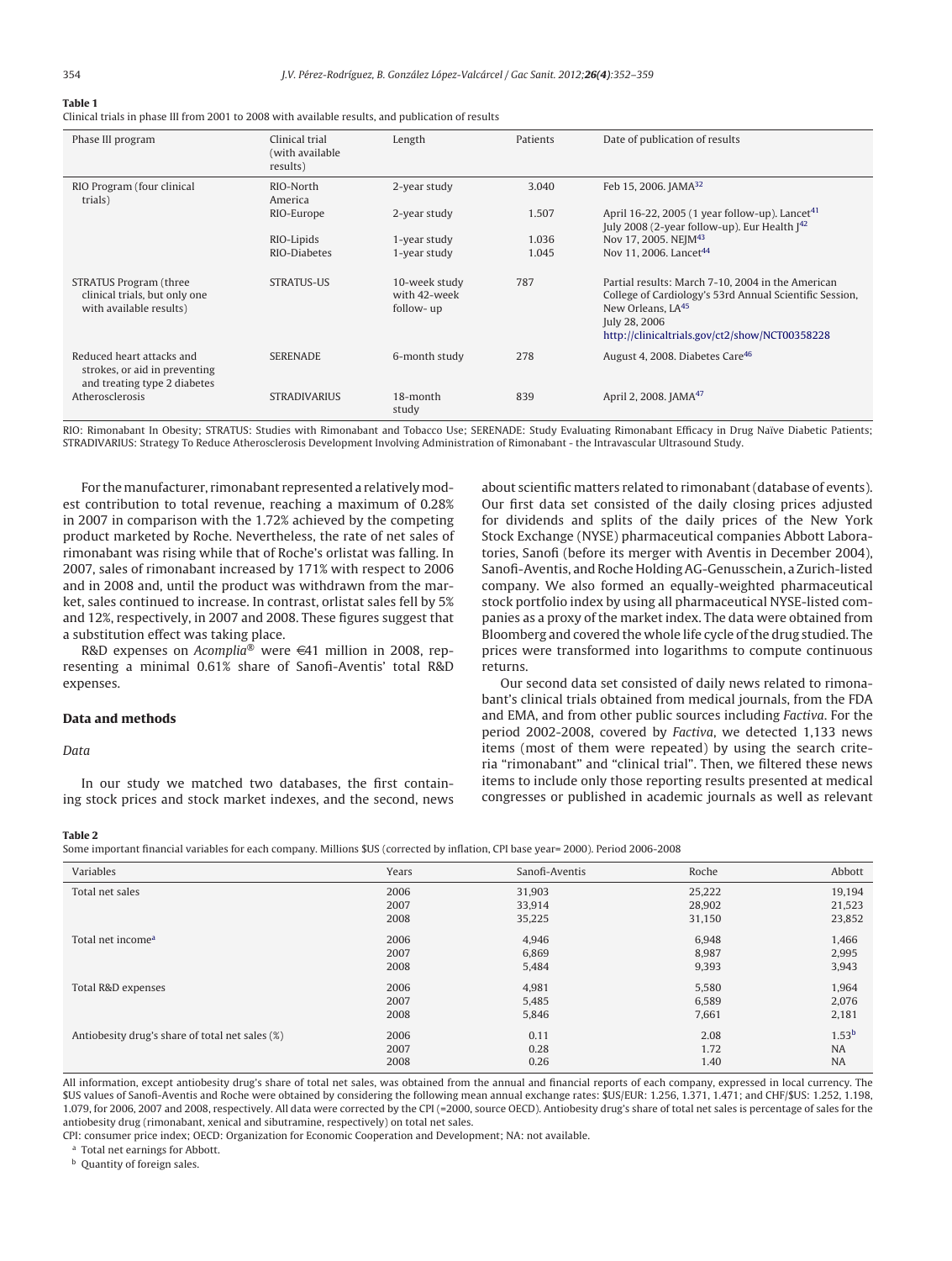**Table 1**

Clinical trials in phase III from 2001 to 2008 with available results, and publication of results

| Phase III program | Clinical trial (with available results) | Length | Patients | Date of publication of results |
|---|---|---|---|---|
| RIO Program (four clinical trials) | RIO-North America | 2-year study | 3.040 | Feb 15, 2006. JAMA[32] |
| | RIO-Europe | 2-year study | 1.507 | April 16-22, 2005 (1 year follow-up). Lancet[41] July 2008 (2-year follow-up). Eur Health J[42] |
| | RIO-Lipids | 1-year study | 1.036 | Nov 17, 2005. NEJM[43] |
| | RIO-Diabetes | 1-year study | 1.045 | Nov 11, 2006. Lancet[44] |
| STRATUS Program (three clinical trials, but only one with available results) | STRATUS-US | 10-week study with 42-week follow- up | 787 | Partial results: March 7-10, 2004 in the American College of Cardiology's 53rd Annual Scientific Session, New Orleans, LA[45] July 28, 2006 http://clinicaltrials.gov/ct2/show/NCT00358228 |
| Reduced heart attacks and strokes, or aid in preventing and treating type 2 diabetes | SERENADE | 6-month study | 278 | August 4, 2008. Diabetes Care[46] |
| Atherosclerosis | STRADIVARIUS | 18-month study | 839 | April 2, 2008. JAMA[47] |

RIO: Rimonabant In Obesity; STRATUS: Studies with Rimonabant and Tobacco Use; SERENADE: Study Evaluating Rimonabant Efficacy in Drug Naïve Diabetic Patients; STRADIVARIUS: Strategy To Reduce Atherosclerosis Development Involving Administration of Rimonabant - the Intravascular Ultrasound Study.

For the manufacturer, rimonabant represented a relatively modest contribution to total revenue, reaching a maximum of 0.28% in 2007 in comparison with the 1.72% achieved by the competing product marketed by Roche. Nevertheless, the rate of net sales of rimonabant was rising while that of Roche's orlistat was falling. In 2007, sales of rimonabant increased by 171% with respect to 2006 and in 2008 and, until the product was withdrawn from the market, sales continued to increase. In contrast, orlistat sales fell by 5% and 12%, respectively, in 2007 and 2008. These figures suggest that a substitution effect was taking place.

R&D expenses on *Acomplia*® were €41 million in 2008, representing a minimal 0.61% share of Sanofi-Aventis' total R&D expenses.

## Data and methods

### *Data*

In our study we matched two databases, the first containing stock prices and stock market indexes, and the second, news about scientific matters related to rimonabant (database of events). Our first data set consisted of the daily closing prices adjusted for dividends and splits of the daily prices of the New York Stock Exchange (NYSE) pharmaceutical companies Abbott Laboratories, Sanofi (before its merger with Aventis in December 2004), Sanofi-Aventis, and Roche Holding AG-Genusschein, a Zurich-listed company. We also formed an equally-weighted pharmaceutical stock portfolio index by using all pharmaceutical NYSE-listed companies as a proxy of the market index. The data were obtained from Bloomberg and covered the whole life cycle of the drug studied. The prices were transformed into logarithms to compute continuous returns.

Our second data set consisted of daily news related to rimonabant's clinical trials obtained from medical journals, from the FDA and EMA, and from other public sources including *Factiva*. For the period 2002-2008, covered by *Factiva*, we detected 1,133 news items (most of them were repeated) by using the search criteria "rimonabant" and "clinical trial". Then, we filtered these news items to include only those reporting results presented at medical congresses or published in academic journals as well as relevant

**Table 2**

Some important financial variables for each company. Millions $US (corrected by inflation, CPI base year= 2000). Period 2006-2008

| Variables | Years | Sanofi-Aventis | Roche | Abbott |
|---|---|---|---|---|
| Total net sales | 2006 | 31,903 | 25,222 | 19,194 |
| | 2007 | 33,914 | 28,902 | 21,523 |
| | 2008 | 35,225 | 31,150 | 23,852 |
| Total net income[a] | 2006 | 4,946 | 6,948 | 1,466 |
| | 2007 | 6,869 | 8,987 | 2,995 |
| | 2008 | 5,484 | 9,393 | 3,943 |
| Total R&D expenses | 2006 | 4,981 | 5,580 | 1,964 |
| | 2007 | 5,485 | 6,589 | 2,076 |
| | 2008 | 5,846 | 7,661 | 2,181 |
| Antiobesity drug's share of total net sales (%) | 2006 | 0.11 | 2.08 | 1.53[b] |
| | 2007 | 0.28 | 1.72 | NA |
| | 2008 | 0.26 | 1.40 | NA |

All information, except antiobesity drug's share of total net sales, was obtained from the annual and financial reports of each company, expressed in local currency. The $US values of Sanofi-Aventis and Roche were obtained by considering the following mean annual exchange rates: $US/EUR: 1.256, 1.371, 1.471; and CHF/$US: 1.252, 1.198, 1.079, for 2006, 2007 and 2008, respectively. All data were corrected by the CPI (=2000, source OECD). Antiobesity drug's share of total net sales is percentage of sales for the antiobesity drug (rimonabant, xenical and sibutramine, respectively) on total net sales.

CPI: consumer price index; OECD: Organization for Economic Cooperation and Development; NA: not available.

[a] Total net earnings for Abbott.

[b] Quantity of foreign sales.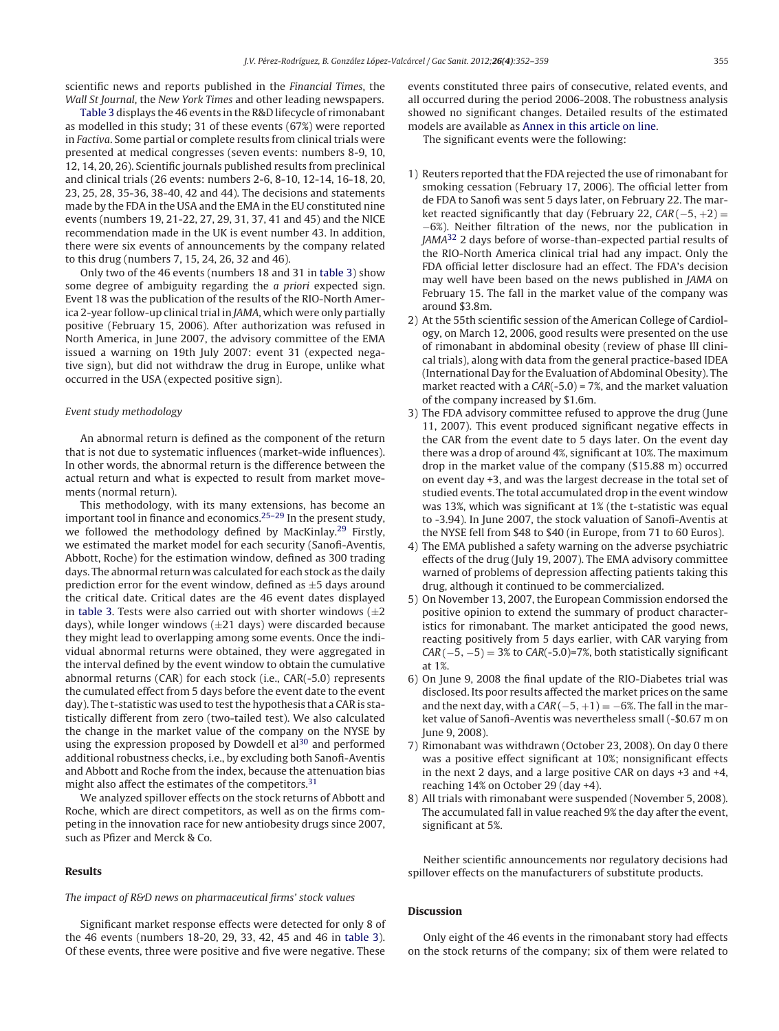scientific news and reports published in the *Financial Times*, the *Wall St Journal*, the *New York Times* and other leading newspapers.

Table 3 displays the 46 events in the R&D lifecycle of rimonabant as modelled in this study; 31 of these events (67%) were reported in *Factiva*. Some partial or complete results from clinical trials were presented at medical congresses (seven events: numbers 8-9, 10, 12, 14, 20, 26). Scientific journals published results from preclinical and clinical trials (26 events: numbers 2-6, 8-10, 12-14, 16-18, 20, 23, 25, 28, 35-36, 38-40, 42 and 44). The decisions and statements made by the FDA in the USA and the EMA in the EU constituted nine events (numbers 19, 21-22, 27, 29, 31, 37, 41 and 45) and the NICE recommendation made in the UK is event number 43. In addition, there were six events of announcements by the company related to this drug (numbers 7, 15, 24, 26, 32 and 46).

Only two of the 46 events (numbers 18 and 31 in table 3) show some degree of ambiguity regarding the *a priori* expected sign. Event 18 was the publication of the results of the RIO-North America 2-year follow-up clinical trial in *JAMA*, which were only partially positive (February 15, 2006). After authorization was refused in North America, in June 2007, the advisory committee of the EMA issued a warning on 19th July 2007: event 31 (expected negative sign), but did not withdraw the drug in Europe, unlike what occurred in the USA (expected positive sign).

### *Event study methodology*

An abnormal return is defined as the component of the return that is not due to systematic influences (market-wide influences). In other words, the abnormal return is the difference between the actual return and what is expected to result from market movements (normal return).

This methodology, with its many extensions, has become an important tool in finance and economics.[25–29] In the present study, we followed the methodology defined by MacKinlay.[29] Firstly, we estimated the market model for each security (Sanofi-Aventis, Abbott, Roche) for the estimation window, defined as 300 trading days. The abnormal return was calculated for each stock as the daily prediction error for the event window, defined as ±5 days around the critical date. Critical dates are the 46 event dates displayed in table 3. Tests were also carried out with shorter windows (±2 days), while longer windows (±21 days) were discarded because they might lead to overlapping among some events. Once the individual abnormal returns were obtained, they were aggregated in the interval defined by the event window to obtain the cumulative abnormal returns (CAR) for each stock (i.e., CAR(-5.0) represents the cumulated effect from 5 days before the event date to the event day). The t-statistic was used to test the hypothesis that a CAR is statistically different from zero (two-tailed test). We also calculated the change in the market value of the company on the NYSE by using the expression proposed by Dowdell et al[30] and performed additional robustness checks, i.e., by excluding both Sanofi-Aventis and Abbott and Roche from the index, because the attenuation bias might also affect the estimates of the competitors.[31]

We analyzed spillover effects on the stock returns of Abbott and Roche, which are direct competitors, as well as on the firms competing in the innovation race for new antiobesity drugs since 2007, such as Pfizer and Merck & Co.

## Results

### *The impact of R&D news on pharmaceutical firms' stock values*

Significant market response effects were detected for only 8 of the 46 events (numbers 18-20, 29, 33, 42, 45 and 46 in table 3). Of these events, three were positive and five were negative. These events constituted three pairs of consecutive, related events, and all occurred during the period 2006-2008. The robustness analysis showed no significant changes. Detailed results of the estimated models are available as Annex in this article on line.

The significant events were the following:

1) Reuters reported that the FDA rejected the use of rimonabant for smoking cessation (February 17, 2006). The official letter from de FDA to Sanofi was sent 5 days later, on February 22. The market reacted significantly that day (February 22, $CAR(-5, +2) = -6\%$). Neither filtration of the news, nor the publication in *JAMA*[32] 2 days before of worse-than-expected partial results of the RIO-North America clinical trial had any impact. Only the FDA official letter disclosure had an effect. The FDA's decision may well have been based on the news published in *JAMA* on February 15. The fall in the market value of the company was around \$3.8m.
2) At the 55th scientific session of the American College of Cardiology, on March 12, 2006, good results were presented on the use of rimonabant in abdominal obesity (review of phase III clinical trials), along with data from the general practice-based IDEA (International Day for the Evaluation of Abdominal Obesity). The market reacted with a $CAR(-5.0) = 7\%$, and the market valuation of the company increased by \$1.6m.
3) The FDA advisory committee refused to approve the drug (June 11, 2007). This event produced significant negative effects in the CAR from the event date to 5 days later. On the event day there was a drop of around 4%, significant at 10%. The maximum drop in the market value of the company (\$15.88 m) occurred on event day +3, and was the largest decrease in the total set of studied events. The total accumulated drop in the event window was 13%, which was significant at 1% (the t-statistic was equal to -3.94). In June 2007, the stock valuation of Sanofi-Aventis at the NYSE fell from \$48 to \$40 (in Europe, from 71 to 60 Euros).
4) The EMA published a safety warning on the adverse psychiatric effects of the drug (July 19, 2007). The EMA advisory committee warned of problems of depression affecting patients taking this drug, although it continued to be commercialized.
5) On November 13, 2007, the European Commission endorsed the positive opinion to extend the summary of product characteristics for rimonabant. The market anticipated the good news, reacting positively from 5 days earlier, with CAR varying from $CAR(-5, -5) = 3\%$ to $CAR(-5.0) = 7\%$, both statistically significant at 1%.
6) On June 9, 2008 the final update of the RIO-Diabetes trial was disclosed. Its poor results affected the market prices on the same and the next day, with a $CAR(-5, +1) = -6\%$. The fall in the market value of Sanofi-Aventis was nevertheless small (-\$0.67 m on June 9, 2008).
7) Rimonabant was withdrawn (October 23, 2008). On day 0 there was a positive effect significant at 10%; nonsignificant effects in the next 2 days, and a large positive CAR on days +3 and +4, reaching 14% on October 29 (day +4).
8) All trials with rimonabant were suspended (November 5, 2008). The accumulated fall in value reached 9% the day after the event, significant at 5%.

Neither scientific announcements nor regulatory decisions had spillover effects on the manufacturers of substitute products.

## Discussion

Only eight of the 46 events in the rimonabant story had effects on the stock returns of the company; six of them were related to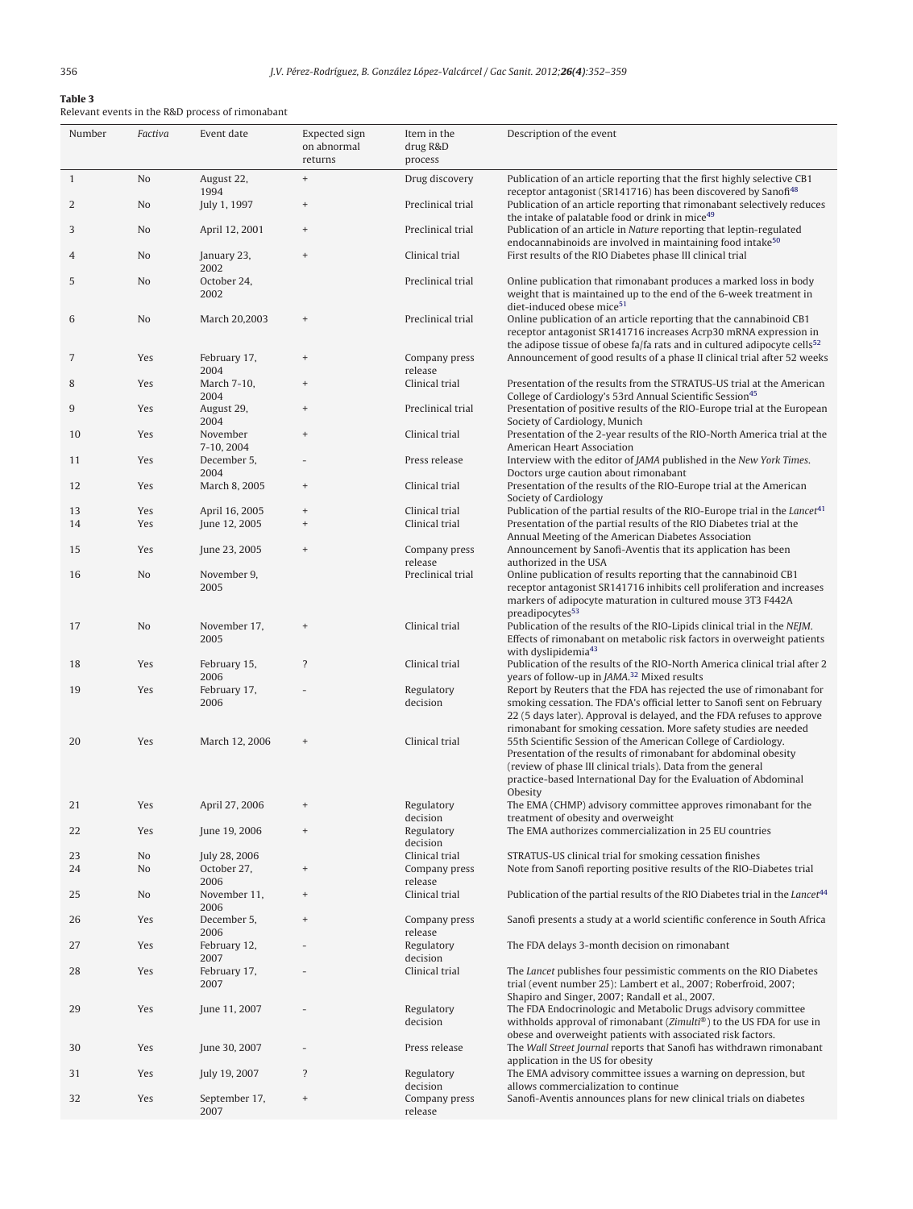**Table 3**
Relevant events in the R&D process of rimonabant

| Number | *Factiva* | Event date | Expected sign on abnormal returns | Item in the drug R&D process | Description of the event |
|---|---|---|---|---|---|
| 1 | No | August 22, 1994 | + | Drug discovery | Publication of an article reporting that the first highly selective CB1 receptor antagonist (SR141716) has been discovered by Sanofi[48] |
| 2 | No | July 1, 1997 | + | Preclinical trial | Publication of an article reporting that rimonabant selectively reduces the intake of palatable food or drink in mice[49] |
| 3 | No | April 12, 2001 | + | Preclinical trial | Publication of an article in *Nature* reporting that leptin-regulated endocannabinoids are involved in maintaining food intake[50] |
| 4 | No | January 23, 2002 | + | Clinical trial | First results of the RIO Diabetes phase III clinical trial |
| 5 | No | October 24, 2002 | | Preclinical trial | Online publication that rimonabant produces a marked loss in body weight that is maintained up to the end of the 6-week treatment in diet-induced obese mice[51] |
| 6 | No | March 20,2003 | + | Preclinical trial | Online publication of an article reporting that the cannabinoid CB1 receptor antagonist SR141716 increases Acrp30 mRNA expression in the adipose tissue of obese fa/fa rats and in cultured adipocyte cells[52] |
| 7 | Yes | February 17, 2004 | + | Company press release | Announcement of good results of a phase II clinical trial after 52 weeks |
| 8 | Yes | March 7-10, 2004 | + | Clinical trial | Presentation of the results from the STRATUS-US trial at the American College of Cardiology's 53rd Annual Scientific Session[45] |
| 9 | Yes | August 29, 2004 | + | Preclinical trial | Presentation of positive results of the RIO-Europe trial at the European Society of Cardiology, Munich |
| 10 | Yes | November 7-10, 2004 | + | Clinical trial | Presentation of the 2-year results of the RIO-North America trial at the American Heart Association |
| 11 | Yes | December 5, 2004 | - | Press release | Interview with the editor of *JAMA* published in the *New York Times*. Doctors urge caution about rimonabant |
| 12 | Yes | March 8, 2005 | + | Clinical trial | Presentation of the results of the RIO-Europe trial at the American Society of Cardiology |
| 13 | Yes | April 16, 2005 | + | Clinical trial | Publication of the partial results of the RIO-Europe trial in the *Lancet*[41] |
| 14 | Yes | June 12, 2005 | + | Clinical trial | Presentation of the partial results of the RIO Diabetes trial at the Annual Meeting of the American Diabetes Association |
| 15 | Yes | June 23, 2005 | + | Company press release | Announcement by Sanofi-Aventis that its application has been authorized in the USA |
| 16 | No | November 9, 2005 | | Preclinical trial | Online publication of results reporting that the cannabinoid CB1 receptor antagonist SR141716 inhibits cell proliferation and increases markers of adipocyte maturation in cultured mouse 3T3 F442A preadipocytes[53] |
| 17 | No | November 17, 2005 | + | Clinical trial | Publication of the results of the RIO-Lipids clinical trial in the *NEJM*. Effects of rimonabant on metabolic risk factors in overweight patients with dyslipidemia[43] |
| 18 | Yes | February 15, 2006 | ? | Clinical trial | Publication of the results of the RIO-North America clinical trial after 2 years of follow-up in *JAMA*.[32] Mixed results |
| 19 | Yes | February 17, 2006 | - | Regulatory decision | Report by Reuters that the FDA has rejected the use of rimonabant for smoking cessation. The FDA's official letter to Sanofi sent on February 22 (5 days later). Approval is delayed, and the FDA refuses to approve rimonabant for smoking cessation. More safety studies are needed |
| 20 | Yes | March 12, 2006 | + | Clinical trial | 55th Scientific Session of the American College of Cardiology. Presentation of the results of rimonabant for abdominal obesity (review of phase III clinical trials). Data from the general practice-based International Day for the Evaluation of Abdominal Obesity |
| 21 | Yes | April 27, 2006 | + | Regulatory decision | The EMA (CHMP) advisory committee approves rimonabant for the treatment of obesity and overweight |
| 22 | Yes | June 19, 2006 | + | Regulatory decision | The EMA authorizes commercialization in 25 EU countries |
| 23 | No | July 28, 2006 | | Clinical trial | STRATUS-US clinical trial for smoking cessation finishes |
| 24 | No | October 27, 2006 | + | Company press release | Note from Sanofi reporting positive results of the RIO-Diabetes trial |
| 25 | No | November 11, 2006 | + | Clinical trial | Publication of the partial results of the RIO Diabetes trial in the *Lancet*[44] |
| 26 | Yes | December 5, 2006 | + | Company press release | Sanofi presents a study at a world scientific conference in South Africa |
| 27 | Yes | February 12, 2007 | - | Regulatory decision | The FDA delays 3-month decision on rimonabant |
| 28 | Yes | February 17, 2007 | - | Clinical trial | The *Lancet* publishes four pessimistic comments on the RIO Diabetes trial (event number 25): Lambert et al., 2007; Roberfroid, 2007; Shapiro and Singer, 2007; Randall et al., 2007. |
| 29 | Yes | June 11, 2007 | - | Regulatory decision | The FDA Endocrinologic and Metabolic Drugs advisory committee withholds approval of rimonabant (*Zimulti*®) to the US FDA for use in obese and overweight patients with associated risk factors. |
| 30 | Yes | June 30, 2007 | - | Press release | The *Wall Street Journal* reports that Sanofi has withdrawn rimonabant application in the US for obesity |
| 31 | Yes | July 19, 2007 | ? | Regulatory decision | The EMA advisory committee issues a warning on depression, but allows commercialization to continue |
| 32 | Yes | September 17, 2007 | + | Company press release | Sanofi-Aventis announces plans for new clinical trials on diabetes |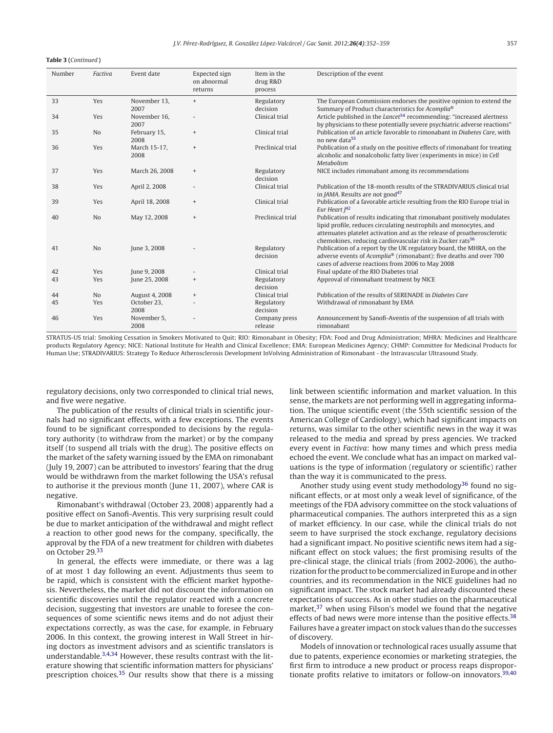**Table 3** (*Continued*)

| Number | *Factiva* | Event date | Expected sign on abnormal returns | Item in the drug R&D process | Description of the event |
|---|---|---|---|---|---|
| 33 | Yes | November 13, 2007 | + | Regulatory decision | The European Commission endorses the positive opinion to extend the Summary of Product characteristics for *Acomplia*® |
| 34 | Yes | November 16, 2007 | - | Clinical trial | Article published in the *Lancet*[54] recommending: "increased alertness by physicians to these potentially severe psychiatric adverse reactions" |
| 35 | No | February 15, 2008 | + | Clinical trial | Publication of an article favorable to rimonabant in *Diabetes Care*, with no new data[55] |
| 36 | Yes | March 15-17, 2008 | + | Preclinical trial | Publication of a study on the positive effects of rimonabant for treating alcoholic and nonalcoholic fatty liver (experiments in mice) in *Cell Metabolism* |
| 37 | Yes | March 26, 2008 | + | Regulatory decision | NICE includes rimonabant among its recommendations |
| 38 | Yes | April 2, 2008 | - | Clinical trial | Publication of the 18-month results of the STRADIVARIUS clinical trial in *JAMA*. Results are not good[47] |
| 39 | Yes | April 18, 2008 | + | Clinical trial | Publication of a favorable article resulting from the RIO Europe trial in *Eur Heart J*[42] |
| 40 | No | May 12, 2008 | + | Preclinical trial | Publication of results indicating that rimonabant positively modulates lipid profile, reduces circulating neutrophils and monocytes, and attenuates platelet activation and as the release of proatherosclerotic chemokines, reducing cardiovascular risk in Zucker rats[56] |
| 41 | No | June 3, 2008 | - | Regulatory decision | Publication of a report by the UK regulatory board, the MHRA, on the adverse events of *Acomplia*® (rimonabant): five deaths and over 700 cases of adverse reactions from 2006 to May 2008 |
| 42 | Yes | June 9, 2008 | - | Clinical trial | Final update of the RIO Diabetes trial |
| 43 | Yes | June 25, 2008 | + | Regulatory decision | Approval of rimonabant treatment by NICE |
| 44 | No | August 4, 2008 | + | Clinical trial | Publication of the results of SERENADE in *Diabetes Care* |
| 45 | Yes | October 23, 2008 | - | Regulatory decision | Withdrawal of rimonabant by EMA |
| 46 | Yes | November 5, 2008 | - | Company press release | Announcement by Sanofi-Aventis of the suspension of all trials with rimonabant |

STRATUS-US trial: Smoking Cessation in Smokers Motivated to Quit; RIO: Rimonabant in Obesity; FDA: Food and Drug Administration; MHRA: Medicines and Healthcare products Regulatory Agency; NICE: National Institute for Health and Clinical Excellence; EMA: European Medicines Agency; CHMP: Committee for Medicinal Products for Human Use; STRADIVARIUS: Strategy To Reduce Atherosclerosis Development InVolving Administration of Rimonabant - the Intravascular Ultrasound Study.

regulatory decisions, only two corresponded to clinical trial news, and five were negative.

The publication of the results of clinical trials in scientific journals had no significant effects, with a few exceptions. The events found to be significant corresponded to decisions by the regulatory authority (to withdraw from the market) or by the company itself (to suspend all trials with the drug). The positive effects on the market of the safety warning issued by the EMA on rimonabant (July 19, 2007) can be attributed to investors' fearing that the drug would be withdrawn from the market following the USA's refusal to authorise it the previous month (June 11, 2007), where CAR is negative.

Rimonabant's withdrawal (October 23, 2008) apparently had a positive effect on Sanofi-Aventis. This very surprising result could be due to market anticipation of the withdrawal and might reflect a reaction to other good news for the company, specifically, the approval by the FDA of a new treatment for children with diabetes on October 29.[33]

In general, the effects were immediate, or there was a lag of at most 1 day following an event. Adjustments thus seem to be rapid, which is consistent with the efficient market hypothesis. Nevertheless, the market did not discount the information on scientific discoveries until the regulator reacted with a concrete decision, suggesting that investors are unable to foresee the consequences of some scientific news items and do not adjust their expectations correctly, as was the case, for example, in February 2006. In this context, the growing interest in Wall Street in hiring doctors as investment advisors and as scientific translators is understandable.[3,4,34] However, these results contrast with the literature showing that scientific information matters for physicians' prescription choices.[35] Our results show that there is a missing link between scientific information and market valuation. In this sense, the markets are not performing well in aggregating information. The unique scientific event (the 55th scientific session of the American College of Cardiology), which had significant impacts on returns, was similar to the other scientific news in the way it was released to the media and spread by press agencies. We tracked every event in *Factiva*: how many times and which press media echoed the event. We conclude what has an impact on marked valuations is the type of information (regulatory or scientific) rather than the way it is communicated to the press.

Another study using event study methodology[36] found no significant effects, or at most only a weak level of significance, of the meetings of the FDA advisory committee on the stock valuations of pharmaceutical companies. The authors interpreted this as a sign of market efficiency. In our case, while the clinical trials do not seem to have surprised the stock exchange, regulatory decisions had a significant impact. No positive scientific news item had a significant effect on stock values; the first promising results of the pre-clinical stage, the clinical trials (from 2002-2006), the authorization for the product to be commercialized in Europe and in other countries, and its recommendation in the NICE guidelines had no significant impact. The stock market had already discounted these expectations of success. As in other studies on the pharmaceutical market,[37] when using Filson's model we found that the negative effects of bad news were more intense than the positive effects.[38] Failures have a greater impact on stock values than do the successes of discovery.

Models of innovation or technological races usually assume that due to patents, experience economies or marketing strategies, the first firm to introduce a new product or process reaps disproportionate profits relative to imitators or follow-on innovators.[39,40]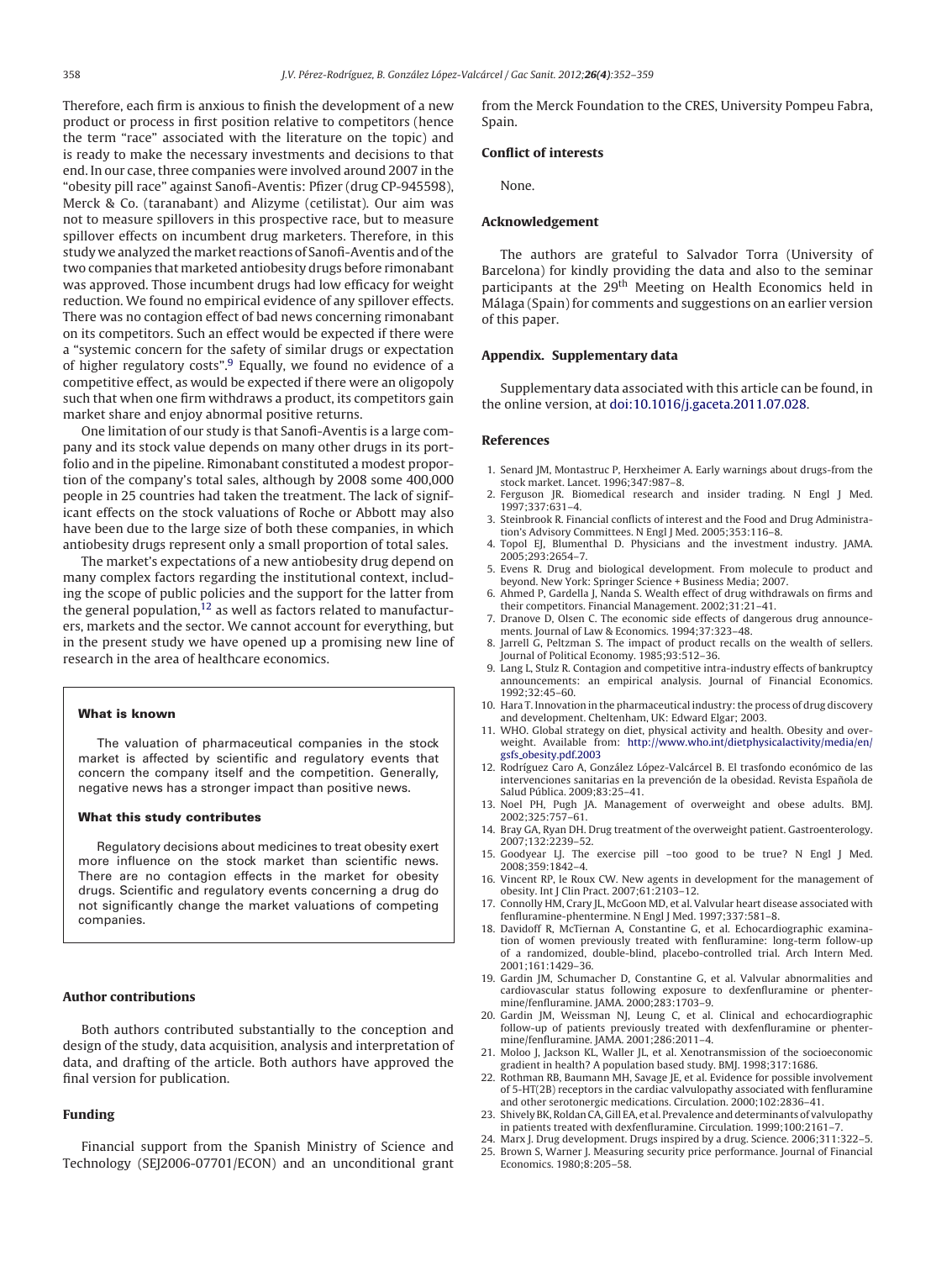Therefore, each firm is anxious to finish the development of a new product or process in first position relative to competitors (hence the term "race" associated with the literature on the topic) and is ready to make the necessary investments and decisions to that end. In our case, three companies were involved around 2007 in the "obesity pill race" against Sanofi-Aventis: Pfizer (drug CP-945598), Merck & Co. (taranabant) and Alizyme (cetilistat). Our aim was not to measure spillovers in this prospective race, but to measure spillover effects on incumbent drug marketers. Therefore, in this study we analyzed the market reactions of Sanofi-Aventis and of the two companies that marketed antiobesity drugs before rimonabant was approved. Those incumbent drugs had low efficacy for weight reduction. We found no empirical evidence of any spillover effects. There was no contagion effect of bad news concerning rimonabant on its competitors. Such an effect would be expected if there were a "systemic concern for the safety of similar drugs or expectation of higher regulatory costs".[9] Equally, we found no evidence of a competitive effect, as would be expected if there were an oligopoly such that when one firm withdraws a product, its competitors gain market share and enjoy abnormal positive returns.

One limitation of our study is that Sanofi-Aventis is a large company and its stock value depends on many other drugs in its portfolio and in the pipeline. Rimonabant constituted a modest proportion of the company's total sales, although by 2008 some 400,000 people in 25 countries had taken the treatment. The lack of significant effects on the stock valuations of Roche or Abbott may also have been due to the large size of both these companies, in which antiobesity drugs represent only a small proportion of total sales.

The market's expectations of a new antiobesity drug depend on many complex factors regarding the institutional context, including the scope of public policies and the support for the latter from the general population,[12] as well as factors related to manufacturers, markets and the sector. We cannot account for everything, but in the present study we have opened up a promising new line of research in the area of healthcare economics.

> **What is known**
>
> The valuation of pharmaceutical companies in the stock market is affected by scientific and regulatory events that concern the company itself and the competition. Generally, negative news has a stronger impact than positive news.
>
> **What this study contributes**
>
> Regulatory decisions about medicines to treat obesity exert more influence on the stock market than scientific news. There are no contagion effects in the market for obesity drugs. Scientific and regulatory events concerning a drug do not significantly change the market valuations of competing companies.

### Author contributions

Both authors contributed substantially to the conception and design of the study, data acquisition, analysis and interpretation of data, and drafting of the article. Both authors have approved the final version for publication.

### Funding

Financial support from the Spanish Ministry of Science and Technology (SEJ2006-07701/ECON) and an unconditional grant from the Merck Foundation to the CRES, University Pompeu Fabra, Spain.

### Conflict of interests

None.

### Acknowledgement

The authors are grateful to Salvador Torra (University of Barcelona) for kindly providing the data and also to the seminar participants at the 29th Meeting on Health Economics held in Málaga (Spain) for comments and suggestions on an earlier version of this paper.

### Appendix. Supplementary data

Supplementary data associated with this article can be found, in the online version, at doi:10.1016/j.gaceta.2011.07.028.

### References

1. Senard JM, Montastruc P, Herxheimer A. Early warnings about drugs-from the stock market. Lancet. 1996;347:987–8.
2. Ferguson JR. Biomedical research and insider trading. N Engl J Med. 1997;337:631–4.
3. Steinbrook R. Financial conflicts of interest and the Food and Drug Administration's Advisory Committees. N Engl J Med. 2005;353:116–8.
4. Topol EJ, Blumenthal D. Physicians and the investment industry. JAMA. 2005;293:2654–7.
5. Evens R. Drug and biological development. From molecule to product and beyond. New York: Springer Science + Business Media; 2007.
6. Ahmed P, Gardella J, Nanda S. Wealth effect of drug withdrawals on firms and their competitors. Financial Management. 2002;31:21–41.
7. Dranove D, Olsen C. The economic side effects of dangerous drug announcements. Journal of Law & Economics. 1994;37:323–48.
8. Jarrell G, Peltzman S. The impact of product recalls on the wealth of sellers. Journal of Political Economy. 1985;93:512–36.
9. Lang L, Stulz R. Contagion and competitive intra-industry effects of bankruptcy announcements: an empirical analysis. Journal of Financial Economics. 1992;32:45–60.
10. Hara T. Innovation in the pharmaceutical industry: the process of drug discovery and development. Cheltenham, UK: Edward Elgar; 2003.
11. WHO. Global strategy on diet, physical activity and health. Obesity and overweight. Available from: http://www.who.int/dietphysicalactivity/media/en/gsfs_obesity.pdf.2003
12. Rodríguez Caro A, González López-Valcárcel B. El trasfondo económico de las intervenciones sanitarias en la prevención de la obesidad. Revista Española de Salud Pública. 2009;83:25–41.
13. Noel PH, Pugh JA. Management of overweight and obese adults. BMJ. 2002;325:757–61.
14. Bray GA, Ryan DH. Drug treatment of the overweight patient. Gastroenterology. 2007;132:2239–52.
15. Goodyear LJ. The exercise pill –too good to be true? N Engl J Med. 2008;359:1842–4.
16. Vincent RP, le Roux CW. New agents in development for the management of obesity. Int J Clin Pract. 2007;61:2103–12.
17. Connolly HM, Crary JL, McGoon MD, et al. Valvular heart disease associated with fenfluramine-phentermine. N Engl J Med. 1997;337:581–8.
18. Davidoff R, McTiernan A, Constantine G, et al. Echocardiographic examination of women previously treated with fenfluramine: long-term follow-up of a randomized, double-blind, placebo-controlled trial. Arch Intern Med. 2001;161:1429–36.
19. Gardin JM, Schumacher D, Constantine G, et al. Valvular abnormalities and cardiovascular status following exposure to dexfenfluramine or phentermine/fenfluramine. JAMA. 2000;283:1703–9.
20. Gardin JM, Weissman NJ, Leung C, et al. Clinical and echocardiographic follow-up of patients previously treated with dexfenfluramine or phentermine/fenfluramine. JAMA. 2001;286:2011–4.
21. Moloo J, Jackson KL, Waller JL, et al. Xenotransmission of the socioeconomic gradient in health? A population based study. BMJ. 1998;317:1686.
22. Rothman RB, Baumann MH, Savage JE, et al. Evidence for possible involvement of 5-HT(2B) receptors in the cardiac valvulopathy associated with fenfluramine and other serotonergic medications. Circulation. 2000;102:2836–41.
23. Shively BK, Roldan CA, Gill EA, et al. Prevalence and determinants of valvulopathy in patients treated with dexfenfluramine. Circulation. 1999;100:2161–7.
24. Marx J. Drug development. Drugs inspired by a drug. Science. 2006;311:322–5.
25. Brown S, Warner J. Measuring security price performance. Journal of Financial Economics. 1980;8:205–58.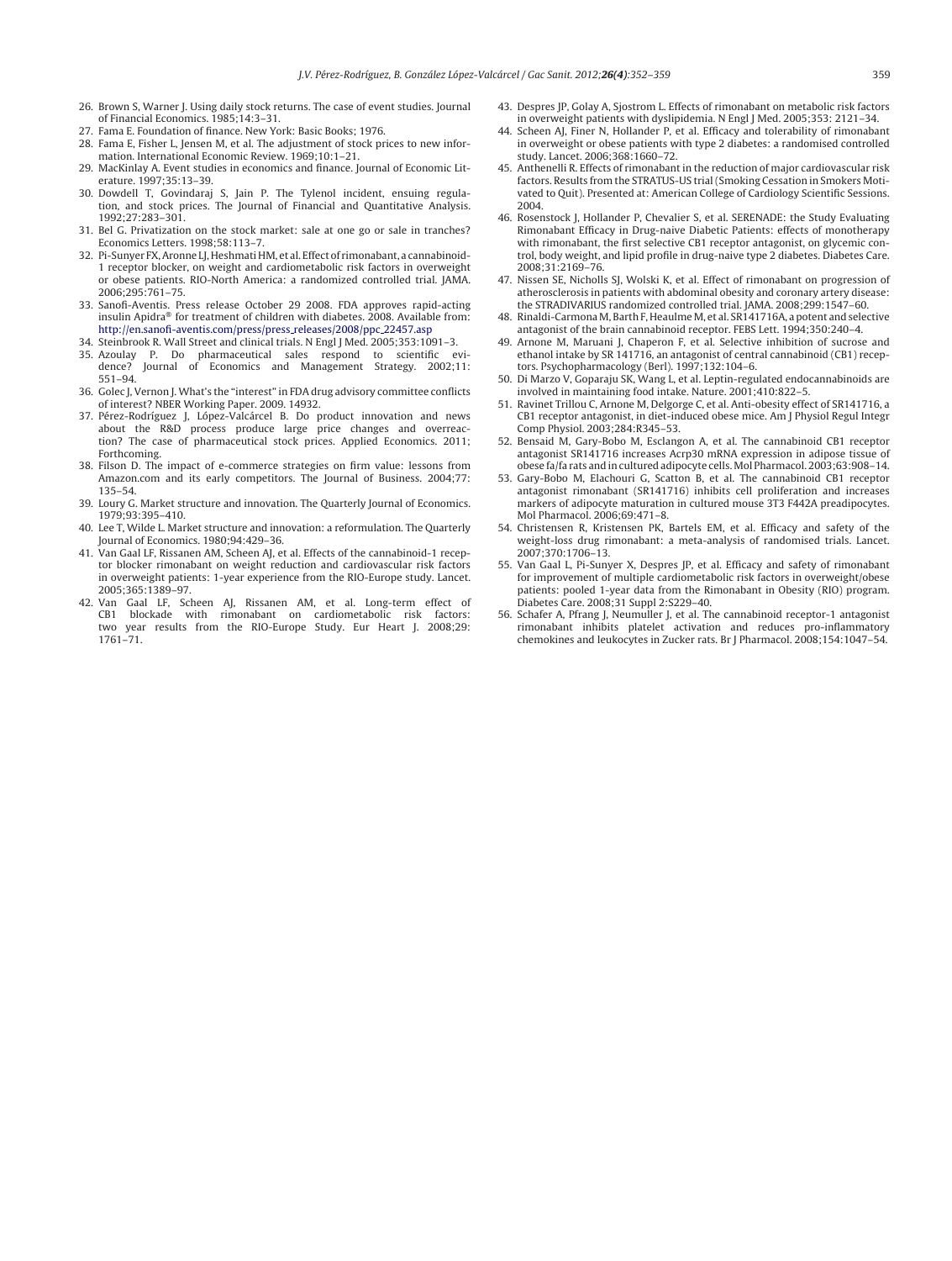26. Brown S, Warner J. Using daily stock returns. The case of event studies. Journal of Financial Economics. 1985;14:3–31.
27. Fama E. Foundation of finance. New York: Basic Books; 1976.
28. Fama E, Fisher L, Jensen M, et al. The adjustment of stock prices to new information. International Economic Review. 1969;10:1–21.
29. MacKinlay A. Event studies in economics and finance. Journal of Economic Literature. 1997;35:13–39.
30. Dowdell T, Govindaraj S, Jain P. The Tylenol incident, ensuing regulation, and stock prices. The Journal of Financial and Quantitative Analysis. 1992;27:283–301.
31. Bel G. Privatization on the stock market: sale at one go or sale in tranches? Economics Letters. 1998;58:113–7.
32. Pi-Sunyer FX, Aronne LJ, Heshmati HM, et al. Effect of rimonabant, a cannabinoid-1 receptor blocker, on weight and cardiometabolic risk factors in overweight or obese patients. RIO-North America: a randomized controlled trial. JAMA. 2006;295:761–75.
33. Sanofi-Aventis. Press release October 29 2008. FDA approves rapid-acting insulin Apidra® for treatment of children with diabetes. 2008. Available from: http://en.sanofi-aventis.com/press/press_releases/2008/ppc_22457.asp
34. Steinbrook R. Wall Street and clinical trials. N Engl J Med. 2005;353:1091–3.
35. Azoulay P. Do pharmaceutical sales respond to scientific evidence? Journal of Economics and Management Strategy. 2002;11: 551–94.
36. Golec J, Vernon J. What's the "interest" in FDA drug advisory committee conflicts of interest? NBER Working Paper. 2009. 14932.
37. Pérez-Rodríguez J, López-Valcárcel B. Do product innovation and news about the R&D process produce large price changes and overreaction? The case of pharmaceutical stock prices. Applied Economics. 2011; Forthcoming.
38. Filson D. The impact of e-commerce strategies on firm value: lessons from Amazon.com and its early competitors. The Journal of Business. 2004;77: 135–54.
39. Loury G. Market structure and innovation. The Quarterly Journal of Economics. 1979;93:395–410.
40. Lee T, Wilde L. Market structure and innovation: a reformulation. The Quarterly Journal of Economics. 1980;94:429–36.
41. Van Gaal LF, Rissanen AM, Scheen AJ, et al. Effects of the cannabinoid-1 receptor blocker rimonabant on weight reduction and cardiovascular risk factors in overweight patients: 1-year experience from the RIO-Europe study. Lancet. 2005;365:1389–97.
42. Van Gaal LF, Scheen AJ, Rissanen AM, et al. Long-term effect of CB1 blockade with rimonabant on cardiometabolic risk factors: two year results from the RIO-Europe Study. Eur Heart J. 2008;29: 1761–71.
43. Despres JP, Golay A, Sjostrom L. Effects of rimonabant on metabolic risk factors in overweight patients with dyslipidemia. N Engl J Med. 2005;353: 2121–34.
44. Scheen AJ, Finer N, Hollander P, et al. Efficacy and tolerability of rimonabant in overweight or obese patients with type 2 diabetes: a randomised controlled study. Lancet. 2006;368:1660–72.
45. Anthenelli R. Effects of rimonabant in the reduction of major cardiovascular risk factors. Results from the STRATUS-US trial (Smoking Cessation in Smokers Motivated to Quit). Presented at: American College of Cardiology Scientific Sessions. 2004.
46. Rosenstock J, Hollander P, Chevalier S, et al. SERENADE: the Study Evaluating Rimonabant Efficacy in Drug-naive Diabetic Patients: effects of monotherapy with rimonabant, the first selective CB1 receptor antagonist, on glycemic control, body weight, and lipid profile in drug-naive type 2 diabetes. Diabetes Care. 2008;31:2169–76.
47. Nissen SE, Nicholls SJ, Wolski K, et al. Effect of rimonabant on progression of atherosclerosis in patients with abdominal obesity and coronary artery disease: the STRADIVARIUS randomized controlled trial. JAMA. 2008;299:1547–60.
48. Rinaldi-Carmona M, Barth F, Heaulme M, et al. SR141716A, a potent and selective antagonist of the brain cannabinoid receptor. FEBS Lett. 1994;350:240–4.
49. Arnone M, Maruani J, Chaperon F, et al. Selective inhibition of sucrose and ethanol intake by SR 141716, an antagonist of central cannabinoid (CB1) receptors. Psychopharmacology (Berl). 1997;132:104–6.
50. Di Marzo V, Goparaju SK, Wang L, et al. Leptin-regulated endocannabinoids are involved in maintaining food intake. Nature. 2001;410:822–5.
51. Ravinet Trillou C, Arnone M, Delgorge C, et al. Anti-obesity effect of SR141716, a CB1 receptor antagonist, in diet-induced obese mice. Am J Physiol Regul Integr Comp Physiol. 2003;284:R345–53.
52. Bensaid M, Gary-Bobo M, Esclangon A, et al. The cannabinoid CB1 receptor antagonist SR141716 increases Acrp30 mRNA expression in adipose tissue of obese fa/fa rats and in cultured adipocyte cells. Mol Pharmacol. 2003;63:908–14.
53. Gary-Bobo M, Elachouri G, Scatton B, et al. The cannabinoid CB1 receptor antagonist rimonabant (SR141716) inhibits cell proliferation and increases markers of adipocyte maturation in cultured mouse 3T3 F442A preadipocytes. Mol Pharmacol. 2006;69:471–8.
54. Christensen R, Kristensen PK, Bartels EM, et al. Efficacy and safety of the weight-loss drug rimonabant: a meta-analysis of randomised trials. Lancet. 2007;370:1706–13.
55. Van Gaal L, Pi-Sunyer X, Despres JP, et al. Efficacy and safety of rimonabant for improvement of multiple cardiometabolic risk factors in overweight/obese patients: pooled 1-year data from the Rimonabant in Obesity (RIO) program. Diabetes Care. 2008;31 Suppl 2:S229–40.
56. Schafer A, Pfrang J, Neumuller J, et al. The cannabinoid receptor-1 antagonist rimonabant inhibits platelet activation and reduces pro-inflammatory chemokines and leukocytes in Zucker rats. Br J Pharmacol. 2008;154:1047–54.